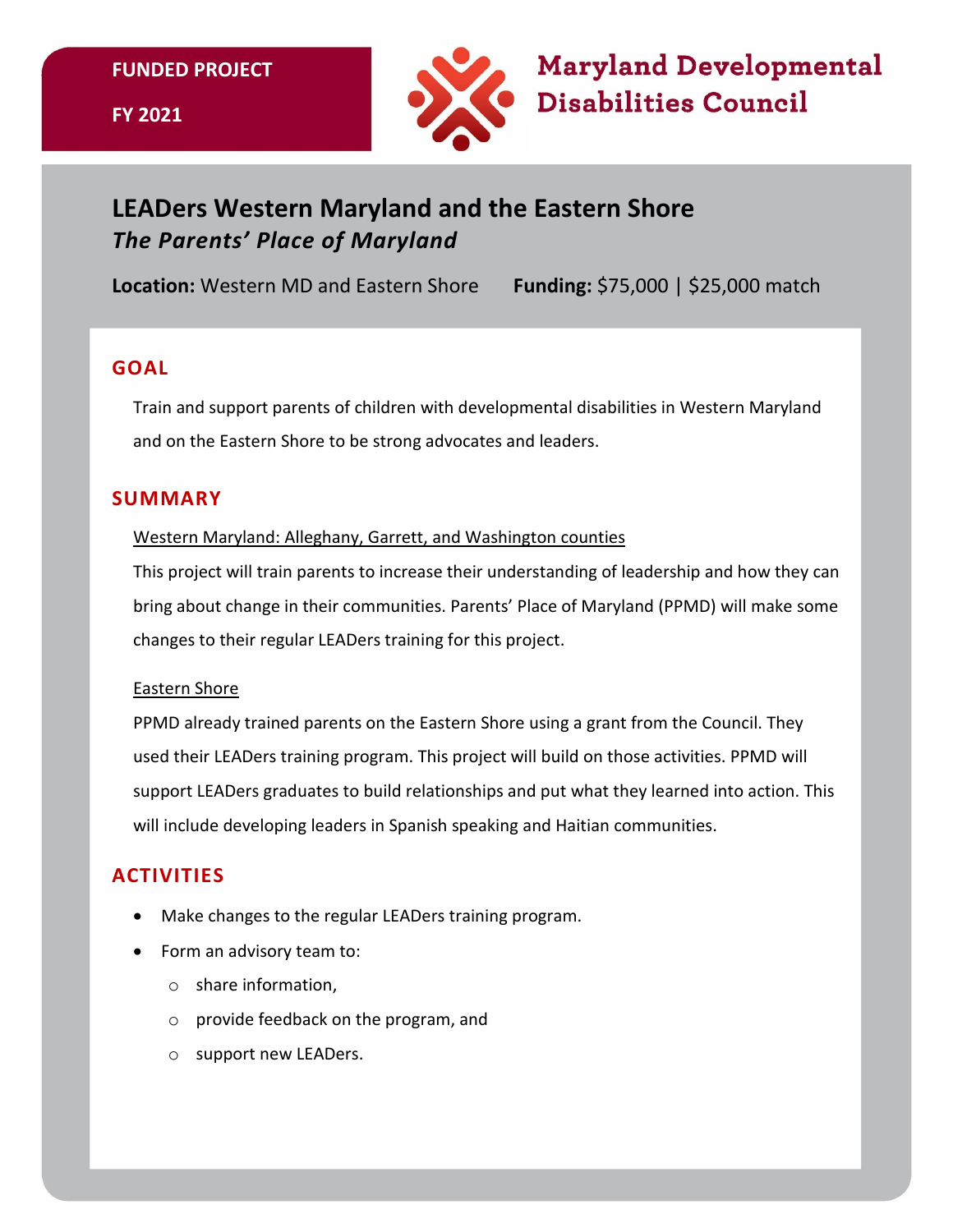**FUNDED PROJECT**

**FY 2021**

**Maryland Developmental Disabilities Council**

# LEADers Western Maryland and the Eastern Shore

***The Parents' Place of Maryland***

**Location:** Western MD and Eastern Shore **Funding:** $75,000 | $25,000 match

## GOAL

Train and support parents of children with developmental disabilities in Western Maryland and on the Eastern Shore to be strong advocates and leaders.

## SUMMARY

<u>Western Maryland: Alleghany, Garrett, and Washington counties</u>

This project will train parents to increase their understanding of leadership and how they can bring about change in their communities. Parents' Place of Maryland (PPMD) will make some changes to their regular LEADers training for this project.

<u>Eastern Shore</u>

PPMD already trained parents on the Eastern Shore using a grant from the Council. They used their LEADers training program. This project will build on those activities. PPMD will support LEADers graduates to build relationships and put what they learned into action. This will include developing leaders in Spanish speaking and Haitian communities.

## ACTIVITIES

- Make changes to the regular LEADers training program.
- Form an advisory team to:
  - share information,
  - provide feedback on the program, and
  - support new LEADers.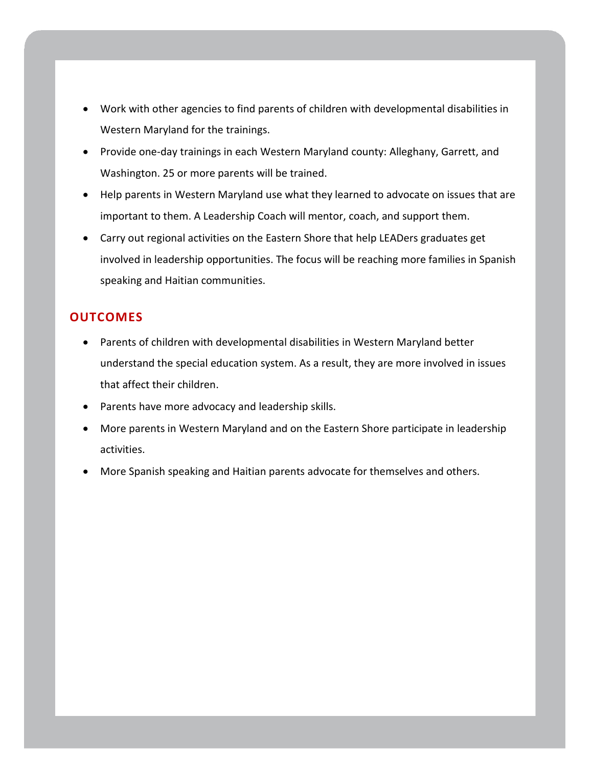- Work with other agencies to find parents of children with developmental disabilities in Western Maryland for the trainings.
- Provide one-day trainings in each Western Maryland county: Alleghany, Garrett, and Washington. 25 or more parents will be trained.
- Help parents in Western Maryland use what they learned to advocate on issues that are important to them. A Leadership Coach will mentor, coach, and support them.
- Carry out regional activities on the Eastern Shore that help LEADers graduates get involved in leadership opportunities. The focus will be reaching more families in Spanish speaking and Haitian communities.

## OUTCOMES

- Parents of children with developmental disabilities in Western Maryland better understand the special education system. As a result, they are more involved in issues that affect their children.
- Parents have more advocacy and leadership skills.
- More parents in Western Maryland and on the Eastern Shore participate in leadership activities.
- More Spanish speaking and Haitian parents advocate for themselves and others.